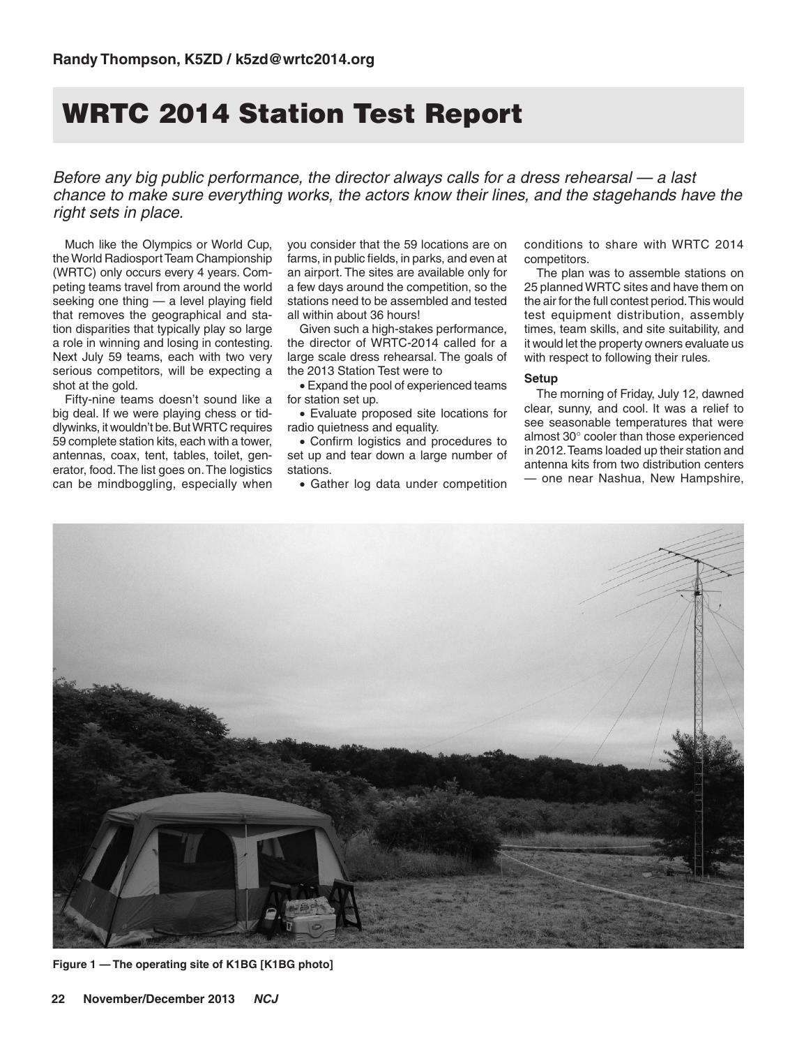Randy Thompson, K5ZD / k5zd@wrtc2014.org

# WRTC 2014 Station Test Report

*Before any big public performance, the director always calls for a dress rehearsal — a last chance to make sure everything works, the actors know their lines, and the stagehands have the right sets in place.*

Much like the Olympics or World Cup, the World Radiosport Team Championship (WRTC) only occurs every 4 years. Competing teams travel from around the world seeking one thing — a level playing field that removes the geographical and station disparities that typically play so large a role in winning and losing in contesting. Next July 59 teams, each with two very serious competitors, will be expecting a shot at the gold.

Fifty-nine teams doesn't sound like a big deal. If we were playing chess or tiddlywinks, it wouldn't be. But WRTC requires 59 complete station kits, each with a tower, antennas, coax, tent, tables, toilet, generator, food. The list goes on. The logistics can be mindboggling, especially when you consider that the 59 locations are on farms, in public fields, in parks, and even at an airport. The sites are available only for a few days around the competition, so the stations need to be assembled and tested all within about 36 hours!

Given such a high-stakes performance, the director of WRTC-2014 called for a large scale dress rehearsal. The goals of the 2013 Station Test were to

- Expand the pool of experienced teams for station set up.
- Evaluate proposed site locations for radio quietness and equality.
- Confirm logistics and procedures to set up and tear down a large number of stations.
- Gather log data under competition conditions to share with WRTC 2014 competitors.

The plan was to assemble stations on 25 planned WRTC sites and have them on the air for the full contest period. This would test equipment distribution, assembly times, team skills, and site suitability, and it would let the property owners evaluate us with respect to following their rules.

### Setup

The morning of Friday, July 12, dawned clear, sunny, and cool. It was a relief to see seasonable temperatures that were almost 30° cooler than those experienced in 2012. Teams loaded up their station and antenna kits from two distribution centers — one near Nashua, New Hampshire,

**Figure 1 — The operating site of K1BG [K1BG photo]**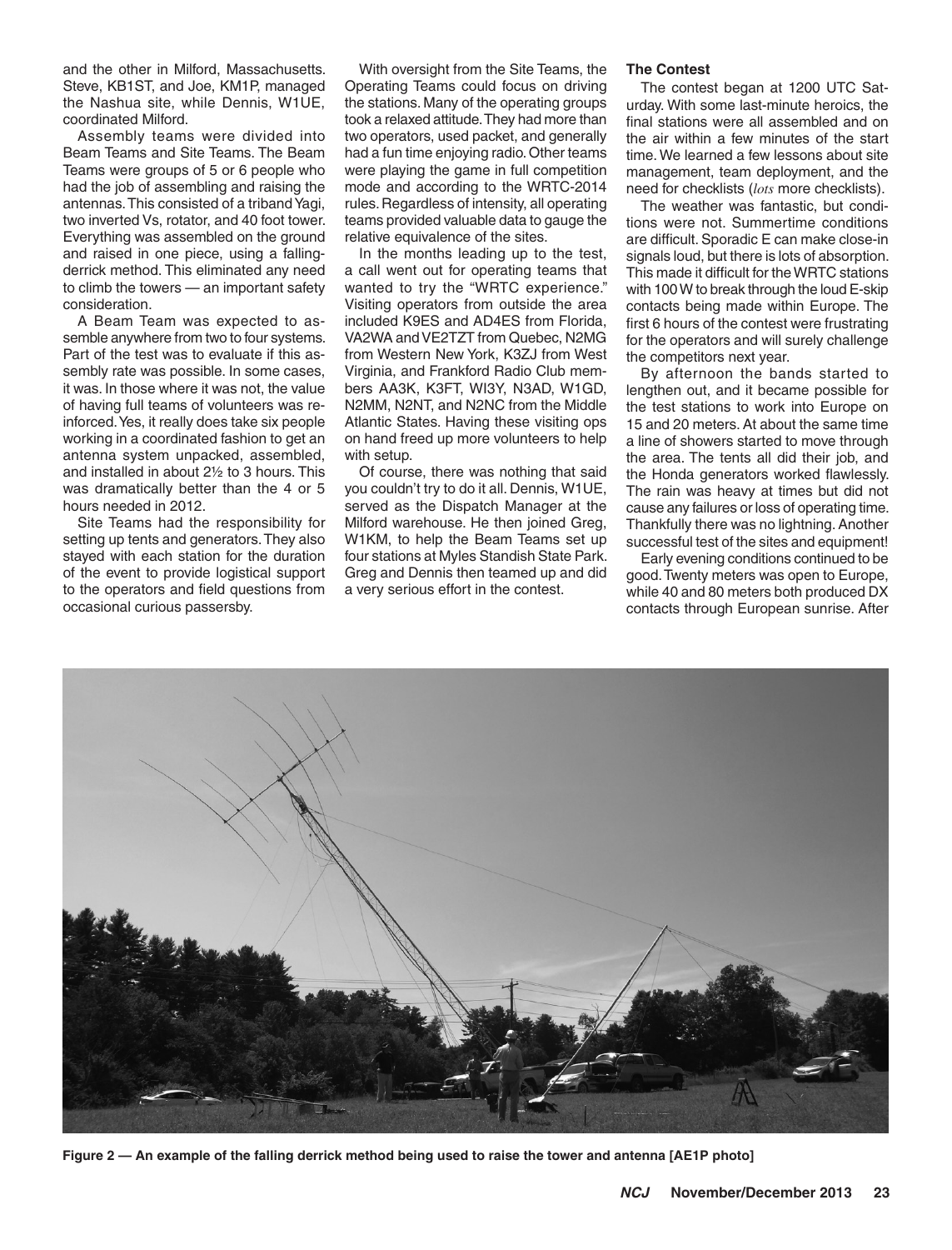and the other in Milford, Massachusetts. Steve, KB1ST, and Joe, KM1P, managed the Nashua site, while Dennis, W1UE, coordinated Milford.

Assembly teams were divided into Beam Teams and Site Teams. The Beam Teams were groups of 5 or 6 people who had the job of assembling and raising the antennas. This consisted of a triband Yagi, two inverted Vs, rotator, and 40 foot tower. Everything was assembled on the ground and raised in one piece, using a falling-derrick method. This eliminated any need to climb the towers — an important safety consideration.

A Beam Team was expected to assemble anywhere from two to four systems. Part of the test was to evaluate if this assembly rate was possible. In some cases, it was. In those where it was not, the value of having full teams of volunteers was reinforced. Yes, it really does take six people working in a coordinated fashion to get an antenna system unpacked, assembled, and installed in about 2½ to 3 hours. This was dramatically better than the 4 or 5 hours needed in 2012.

Site Teams had the responsibility for setting up tents and generators. They also stayed with each station for the duration of the event to provide logistical support to the operators and field questions from occasional curious passersby.

With oversight from the Site Teams, the Operating Teams could focus on driving the stations. Many of the operating groups took a relaxed attitude. They had more than two operators, used packet, and generally had a fun time enjoying radio. Other teams were playing the game in full competition mode and according to the WRTC-2014 rules. Regardless of intensity, all operating teams provided valuable data to gauge the relative equivalence of the sites.

In the months leading up to the test, a call went out for operating teams that wanted to try the "WRTC experience." Visiting operators from outside the area included K9ES and AD4ES from Florida, VA2WA and VE2TZT from Quebec, N2MG from Western New York, K3ZJ from West Virginia, and Frankford Radio Club members AA3K, K3FT, WI3Y, N3AD, W1GD, N2MM, N2NT, and N2NC from the Middle Atlantic States. Having these visiting ops on hand freed up more volunteers to help with setup.

Of course, there was nothing that said you couldn't try to do it all. Dennis, W1UE, served as the Dispatch Manager at the Milford warehouse. He then joined Greg, W1KM, to help the Beam Teams set up four stations at Myles Standish State Park. Greg and Dennis then teamed up and did a very serious effort in the contest.

### The Contest

The contest began at 1200 UTC Saturday. With some last-minute heroics, the final stations were all assembled and on the air within a few minutes of the start time. We learned a few lessons about site management, team deployment, and the need for checklists (*lots* more checklists).

The weather was fantastic, but conditions were not. Summertime conditions are difficult. Sporadic E can make close-in signals loud, but there is lots of absorption. This made it difficult for the WRTC stations with 100 W to break through the loud E-skip contacts being made within Europe. The first 6 hours of the contest were frustrating for the operators and will surely challenge the competitors next year.

By afternoon the bands started to lengthen out, and it became possible for the test stations to work into Europe on 15 and 20 meters. At about the same time a line of showers started to move through the area. The tents all did their job, and the Honda generators worked flawlessly. The rain was heavy at times but did not cause any failures or loss of operating time. Thankfully there was no lightning. Another successful test of the sites and equipment!

Early evening conditions continued to be good. Twenty meters was open to Europe, while 40 and 80 meters both produced DX contacts through European sunrise. After

**Figure 2 — An example of the falling derrick method being used to raise the tower and antenna [AE1P photo]**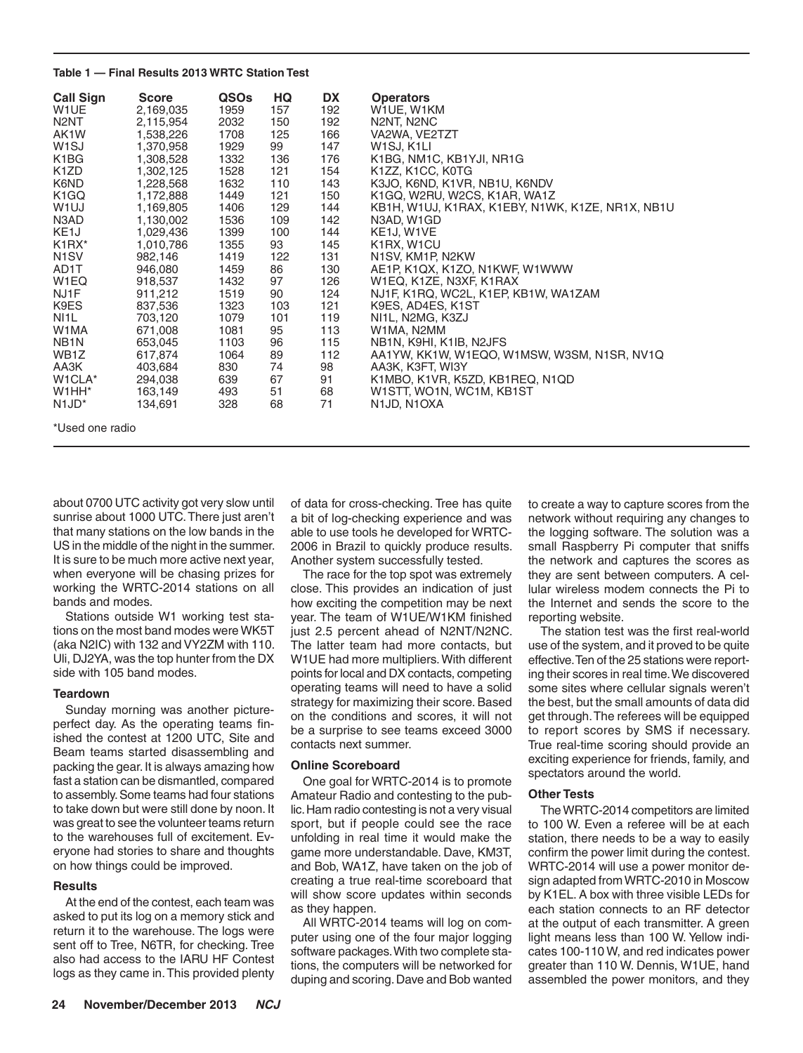**Table 1 — Final Results 2013 WRTC Station Test**

| Call Sign | Score | QSOs | HQ | DX | Operators |
|---|---|---|---|---|---|
| W1UE | 2,169,035 | 1959 | 157 | 192 | W1UE, W1KM |
| N2NT | 2,115,954 | 2032 | 150 | 192 | N2NT, N2NC |
| AK1W | 1,538,226 | 1708 | 125 | 166 | VA2WA, VE2TZT |
| W1SJ | 1,370,958 | 1929 | 99 | 147 | W1SJ, K1LI |
| K1BG | 1,308,528 | 1332 | 136 | 176 | K1BG, NM1C, KB1YJI, NR1G |
| K1ZD | 1,302,125 | 1528 | 121 | 154 | K1ZZ, K1CC, K0TG |
| K6ND | 1,228,568 | 1632 | 110 | 143 | K3JO, K6ND, K1VR, NB1U, K6NDV |
| K1GQ | 1,172,888 | 1449 | 121 | 150 | K1GQ, W2RU, W2CS, K1AR, WA1Z |
| W1UJ | 1,169,805 | 1406 | 129 | 144 | KB1H, W1UJ, K1RAX, K1EBY, N1WK, K1ZE, NR1X, NB1U |
| N3AD | 1,130,002 | 1536 | 109 | 142 | N3AD, W1GD |
| KE1J | 1,029,436 | 1399 | 100 | 144 | KE1J, W1VE |
| K1RX* | 1,010,786 | 1355 | 93 | 145 | K1RX, W1CU |
| N1SV | 982,146 | 1419 | 122 | 131 | N1SV, KM1P, N2KW |
| AD1T | 946,080 | 1459 | 86 | 130 | AE1P, K1QX, K1ZO, N1KWF, W1WWW |
| W1EQ | 918,537 | 1432 | 97 | 126 | W1EQ, K1ZE, N3XF, K1RAX |
| NJ1F | 911,212 | 1519 | 90 | 124 | NJ1F, K1RQ, WC2L, K1EP, KB1W, WA1ZAM |
| K9ES | 837,536 | 1323 | 103 | 121 | K9ES, AD4ES, K1ST |
| NI1L | 703,120 | 1079 | 101 | 119 | NI1L, N2MG, K3ZJ |
| W1MA | 671,008 | 1081 | 95 | 113 | W1MA, N2MM |
| NB1N | 653,045 | 1103 | 96 | 115 | NB1N, K9HI, K1IB, N2JFS |
| WB1Z | 617,874 | 1064 | 89 | 112 | AA1YW, KK1W, W1EQO, W1MSW, W3SM, N1SR, NV1Q |
| AA3K | 403,684 | 830 | 74 | 98 | AA3K, K3FT, WI3Y |
| W1CLA* | 294,038 | 639 | 67 | 91 | K1MBO, K1VR, K5ZD, KB1REQ, N1QD |
| W1HH* | 163,149 | 493 | 51 | 68 | W1STT, WO1N, WC1M, KB1ST |
| N1JD* | 134,691 | 328 | 68 | 71 | N1JD, N1OXA |

*Used one radio

about 0700 UTC activity got very slow until sunrise about 1000 UTC. There just aren't that many stations on the low bands in the US in the middle of the night in the summer. It is sure to be much more active next year, when everyone will be chasing prizes for working the WRTC-2014 stations on all bands and modes.

Stations outside W1 working test stations on the most band modes were WK5T (aka N2IC) with 132 and VY2ZM with 110. Uli, DJ2YA, was the top hunter from the DX side with 105 band modes.

### Teardown

Sunday morning was another picture-perfect day. As the operating teams finished the contest at 1200 UTC, Site and Beam teams started disassembling and packing the gear. It is always amazing how fast a station can be dismantled, compared to assembly. Some teams had four stations to take down but were still done by noon. It was great to see the volunteer teams return to the warehouses full of excitement. Everyone had stories to share and thoughts on how things could be improved.

### Results

At the end of the contest, each team was asked to put its log on a memory stick and return it to the warehouse. The logs were sent off to Tree, N6TR, for checking. Tree also had access to the IARU HF Contest logs as they came in. This provided plenty of data for cross-checking. Tree has quite a bit of log-checking experience and was able to use tools he developed for WRTC-2006 in Brazil to quickly produce results. Another system successfully tested.

The race for the top spot was extremely close. This provides an indication of just how exciting the competition may be next year. The team of W1UE/W1KM finished just 2.5 percent ahead of N2NT/N2NC. The latter team had more contacts, but W1UE had more multipliers. With different points for local and DX contacts, competing operating teams will need to have a solid strategy for maximizing their score. Based on the conditions and scores, it will not be a surprise to see teams exceed 3000 contacts next summer.

### Online Scoreboard

One goal for WRTC-2014 is to promote Amateur Radio and contesting to the public. Ham radio contesting is not a very visual sport, but if people could see the race unfolding in real time it would make the game more understandable. Dave, KM3T, and Bob, WA1Z, have taken on the job of creating a true real-time scoreboard that will show score updates within seconds as they happen.

All WRTC-2014 teams will log on computer using one of the four major logging software packages. With two complete stations, the computers will be networked for duping and scoring. Dave and Bob wanted to create a way to capture scores from the network without requiring any changes to the logging software. The solution was a small Raspberry Pi computer that sniffs the network and captures the scores as they are sent between computers. A cellular wireless modem connects the Pi to the Internet and sends the score to the reporting website.

The station test was the first real-world use of the system, and it proved to be quite effective. Ten of the 25 stations were reporting their scores in real time. We discovered some sites where cellular signals weren't the best, but the small amounts of data did get through. The referees will be equipped to report scores by SMS if necessary. True real-time scoring should provide an exciting experience for friends, family, and spectators around the world.

### Other Tests

The WRTC-2014 competitors are limited to 100 W. Even a referee will be at each station, there needs to be a way to easily confirm the power limit during the contest. WRTC-2014 will use a power monitor design adapted from WRTC-2010 in Moscow by K1EL. A box with three visible LEDs for each station connects to an RF detector at the output of each transmitter. A green light means less than 100 W. Yellow indicates 100-110 W, and red indicates power greater than 110 W. Dennis, W1UE, hand assembled the power monitors, and they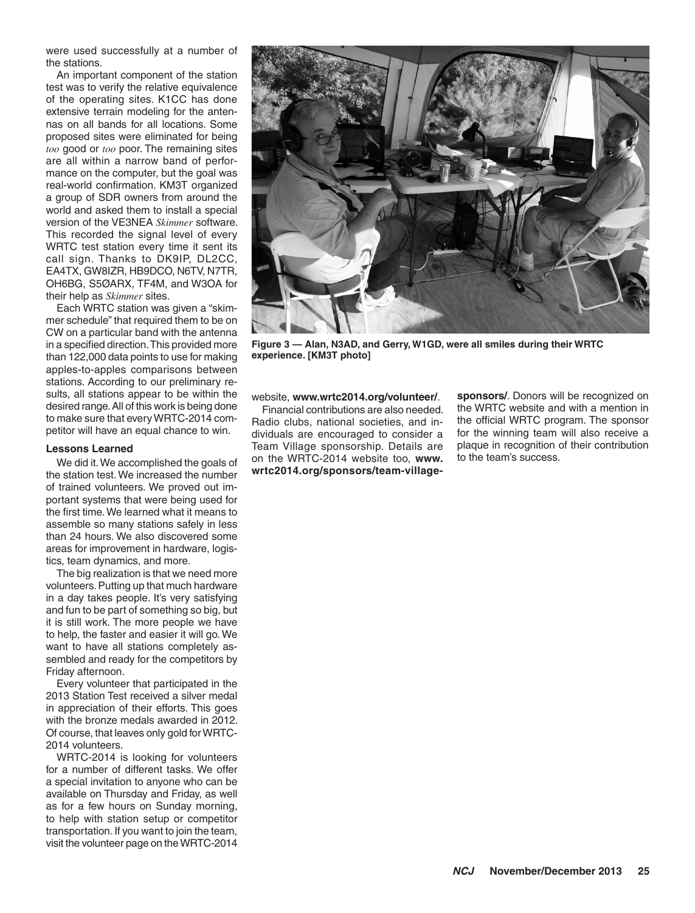were used successfully at a number of the stations.

An important component of the station test was to verify the relative equivalence of the operating sites. K1CC has done extensive terrain modeling for the antennas on all bands for all locations. Some proposed sites were eliminated for being *too* good or *too* poor. The remaining sites are all within a narrow band of performance on the computer, but the goal was real-world confirmation. KM3T organized a group of SDR owners from around the world and asked them to install a special version of the VE3NEA *Skimmer* software. This recorded the signal level of every WRTC test station every time it sent its call sign. Thanks to DK9IP, DL2CC, EA4TX, GW8IZR, HB9DCO, N6TV, N7TR, OH6BG, S5ØARX, TF4M, and W3OA for their help as *Skimmer* sites.

Each WRTC station was given a "skimmer schedule" that required them to be on CW on a particular band with the antenna in a specified direction. This provided more than 122,000 data points to use for making apples-to-apples comparisons between stations. According to our preliminary results, all stations appear to be within the desired range. All of this work is being done to make sure that every WRTC-2014 competitor will have an equal chance to win.

### Lessons Learned

We did it. We accomplished the goals of the station test. We increased the number of trained volunteers. We proved out important systems that were being used for the first time. We learned what it means to assemble so many stations safely in less than 24 hours. We also discovered some areas for improvement in hardware, logistics, team dynamics, and more.

The big realization is that we need more volunteers. Putting up that much hardware in a day takes people. It's very satisfying and fun to be part of something so big, but it is still work. The more people we have to help, the faster and easier it will go. We want to have all stations completely assembled and ready for the competitors by Friday afternoon.

Every volunteer that participated in the 2013 Station Test received a silver medal in appreciation of their efforts. This goes with the bronze medals awarded in 2012. Of course, that leaves only gold for WRTC-2014 volunteers.

WRTC-2014 is looking for volunteers for a number of different tasks. We offer a special invitation to anyone who can be available on Thursday and Friday, as well as for a few hours on Sunday morning, to help with station setup or competitor transportation. If you want to join the team, visit the volunteer page on the WRTC-2014 website, **www.wrtc2014.org/volunteer/**.

**Figure 3 — Alan, N3AD, and Gerry, W1GD, were all smiles during their WRTC experience. [KM3T photo]**

Financial contributions are also needed. Radio clubs, national societies, and individuals are encouraged to consider a Team Village sponsorship. Details are on the WRTC-2014 website too, **www.wrtc2014.org/sponsors/team-village-sponsors/**. Donors will be recognized on the WRTC website and with a mention in the official WRTC program. The sponsor for the winning team will also receive a plaque in recognition of their contribution to the team's success.